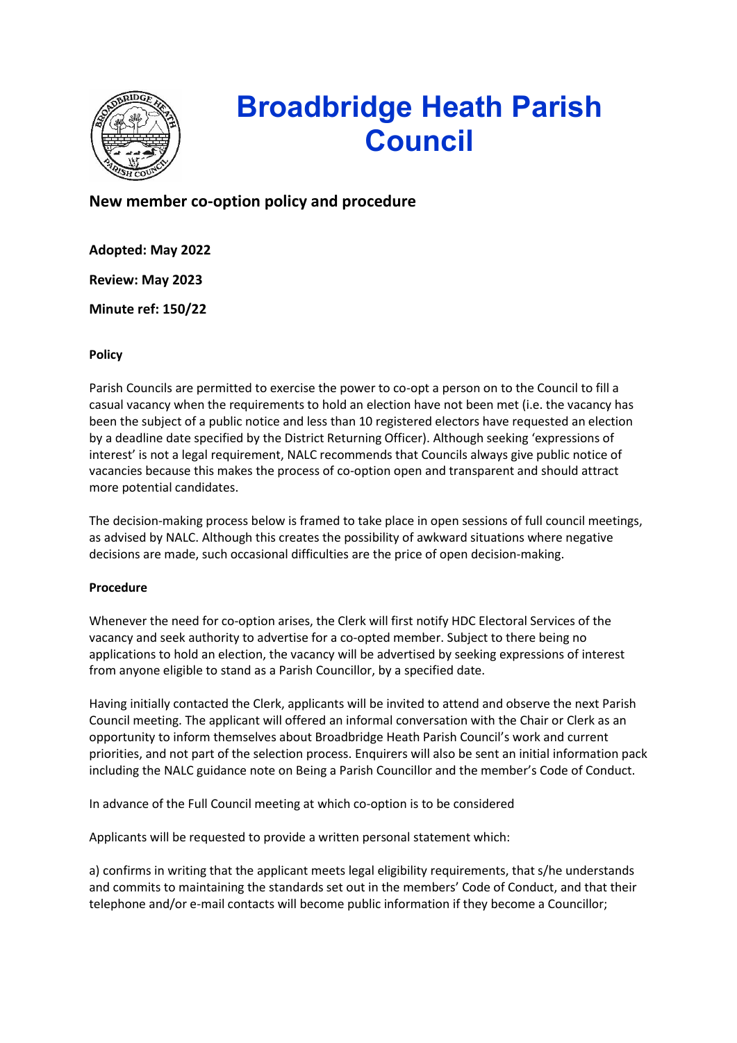# Broadbridge Heath Parish Council

## New member co-option policy and procedure

**Adopted: May 2022**

**Review: May 2023**

**Minute ref: 150/22**

**Policy**

Parish Councils are permitted to exercise the power to co-opt a person on to the Council to fill a casual vacancy when the requirements to hold an election have not been met (i.e. the vacancy has been the subject of a public notice and less than 10 registered electors have requested an election by a deadline date specified by the District Returning Officer). Although seeking 'expressions of interest' is not a legal requirement, NALC recommends that Councils always give public notice of vacancies because this makes the process of co-option open and transparent and should attract more potential candidates.

The decision-making process below is framed to take place in open sessions of full council meetings, as advised by NALC. Although this creates the possibility of awkward situations where negative decisions are made, such occasional difficulties are the price of open decision-making.

**Procedure**

Whenever the need for co-option arises, the Clerk will first notify HDC Electoral Services of the vacancy and seek authority to advertise for a co-opted member. Subject to there being no applications to hold an election, the vacancy will be advertised by seeking expressions of interest from anyone eligible to stand as a Parish Councillor, by a specified date.

Having initially contacted the Clerk, applicants will be invited to attend and observe the next Parish Council meeting. The applicant will offered an informal conversation with the Chair or Clerk as an opportunity to inform themselves about Broadbridge Heath Parish Council's work and current priorities, and not part of the selection process. Enquirers will also be sent an initial information pack including the NALC guidance note on Being a Parish Councillor and the member's Code of Conduct.

In advance of the Full Council meeting at which co-option is to be considered

Applicants will be requested to provide a written personal statement which:

a) confirms in writing that the applicant meets legal eligibility requirements, that s/he understands and commits to maintaining the standards set out in the members' Code of Conduct, and that their telephone and/or e-mail contacts will become public information if they become a Councillor;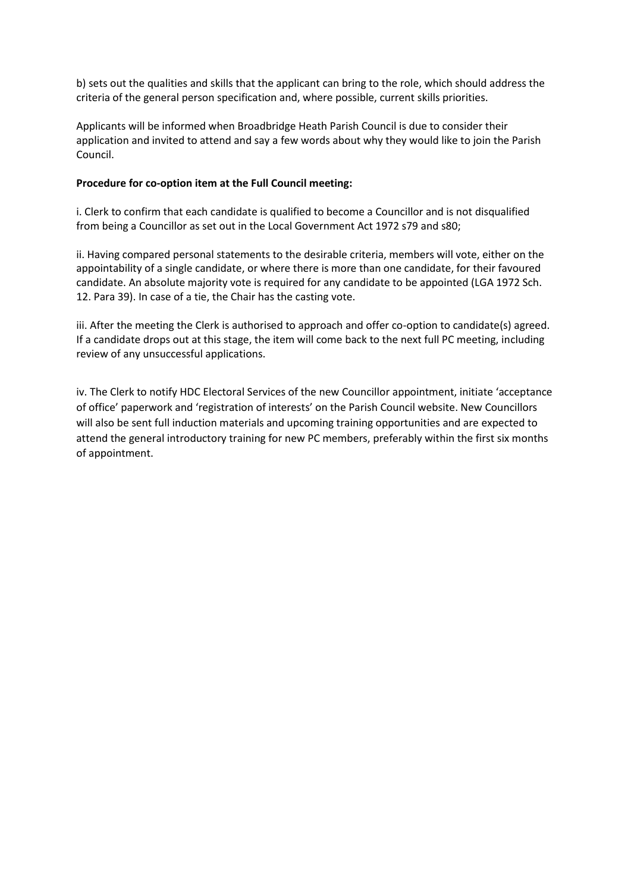b) sets out the qualities and skills that the applicant can bring to the role, which should address the criteria of the general person specification and, where possible, current skills priorities.

Applicants will be informed when Broadbridge Heath Parish Council is due to consider their application and invited to attend and say a few words about why they would like to join the Parish Council.

**Procedure for co-option item at the Full Council meeting:**

i. Clerk to confirm that each candidate is qualified to become a Councillor and is not disqualified from being a Councillor as set out in the Local Government Act 1972 s79 and s80;

ii. Having compared personal statements to the desirable criteria, members will vote, either on the appointability of a single candidate, or where there is more than one candidate, for their favoured candidate. An absolute majority vote is required for any candidate to be appointed (LGA 1972 Sch. 12. Para 39). In case of a tie, the Chair has the casting vote.

iii. After the meeting the Clerk is authorised to approach and offer co-option to candidate(s) agreed. If a candidate drops out at this stage, the item will come back to the next full PC meeting, including review of any unsuccessful applications.

iv. The Clerk to notify HDC Electoral Services of the new Councillor appointment, initiate 'acceptance of office' paperwork and 'registration of interests' on the Parish Council website. New Councillors will also be sent full induction materials and upcoming training opportunities and are expected to attend the general introductory training for new PC members, preferably within the first six months of appointment.